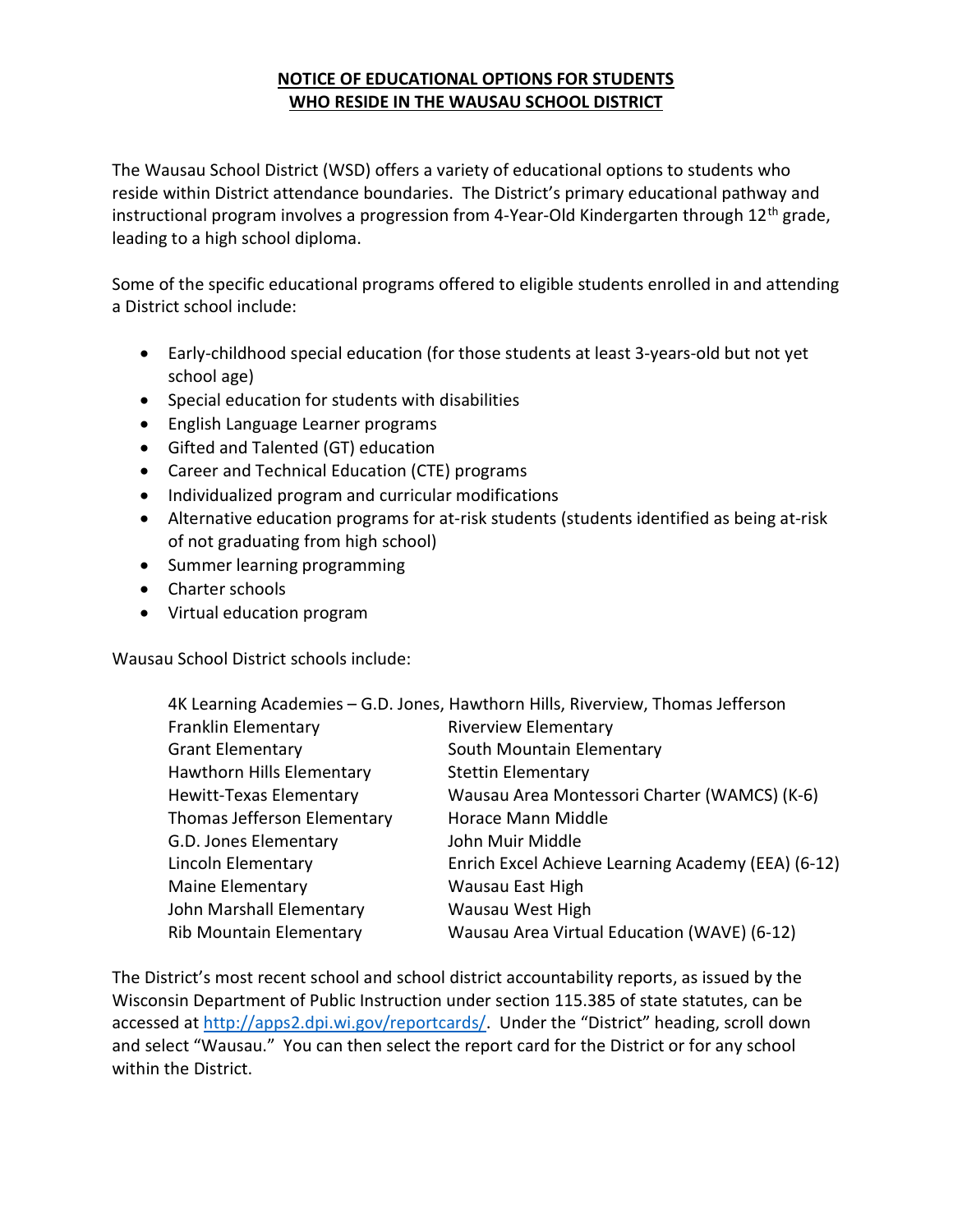# NOTICE OF EDUCATIONAL OPTIONS FOR STUDENTS WHO RESIDE IN THE WAUSAU SCHOOL DISTRICT

The Wausau School District (WSD) offers a variety of educational options to students who reside within District attendance boundaries. The District's primary educational pathway and instructional program involves a progression from 4-Year-Old Kindergarten through 12th grade, leading to a high school diploma.

Some of the specific educational programs offered to eligible students enrolled in and attending a District school include:

- Early-childhood special education (for those students at least 3-years-old but not yet school age)
- Special education for students with disabilities
- English Language Learner programs
- Gifted and Talented (GT) education
- Career and Technical Education (CTE) programs
- Individualized program and curricular modifications
- Alternative education programs for at-risk students (students identified as being at-risk of not graduating from high school)
- Summer learning programming
- Charter schools
- Virtual education program

Wausau School District schools include:

4K Learning Academies – G.D. Jones, Hawthorn Hills, Riverview, Thomas Jefferson

- Franklin Elementary
- Grant Elementary
- Hawthorn Hills Elementary
- Hewitt-Texas Elementary
- Thomas Jefferson Elementary
- G.D. Jones Elementary
- Lincoln Elementary
- Maine Elementary
- John Marshall Elementary
- Rib Mountain Elementary
- Riverview Elementary
- South Mountain Elementary
- Stettin Elementary
- Wausau Area Montessori Charter (WAMCS) (K-6)
- Horace Mann Middle
- John Muir Middle
- Enrich Excel Achieve Learning Academy (EEA) (6-12)
- Wausau East High
- Wausau West High
- Wausau Area Virtual Education (WAVE) (6-12)

The District's most recent school and school district accountability reports, as issued by the Wisconsin Department of Public Instruction under section 115.385 of state statutes, can be accessed at http://apps2.dpi.wi.gov/reportcards/. Under the "District" heading, scroll down and select "Wausau." You can then select the report card for the District or for any school within the District.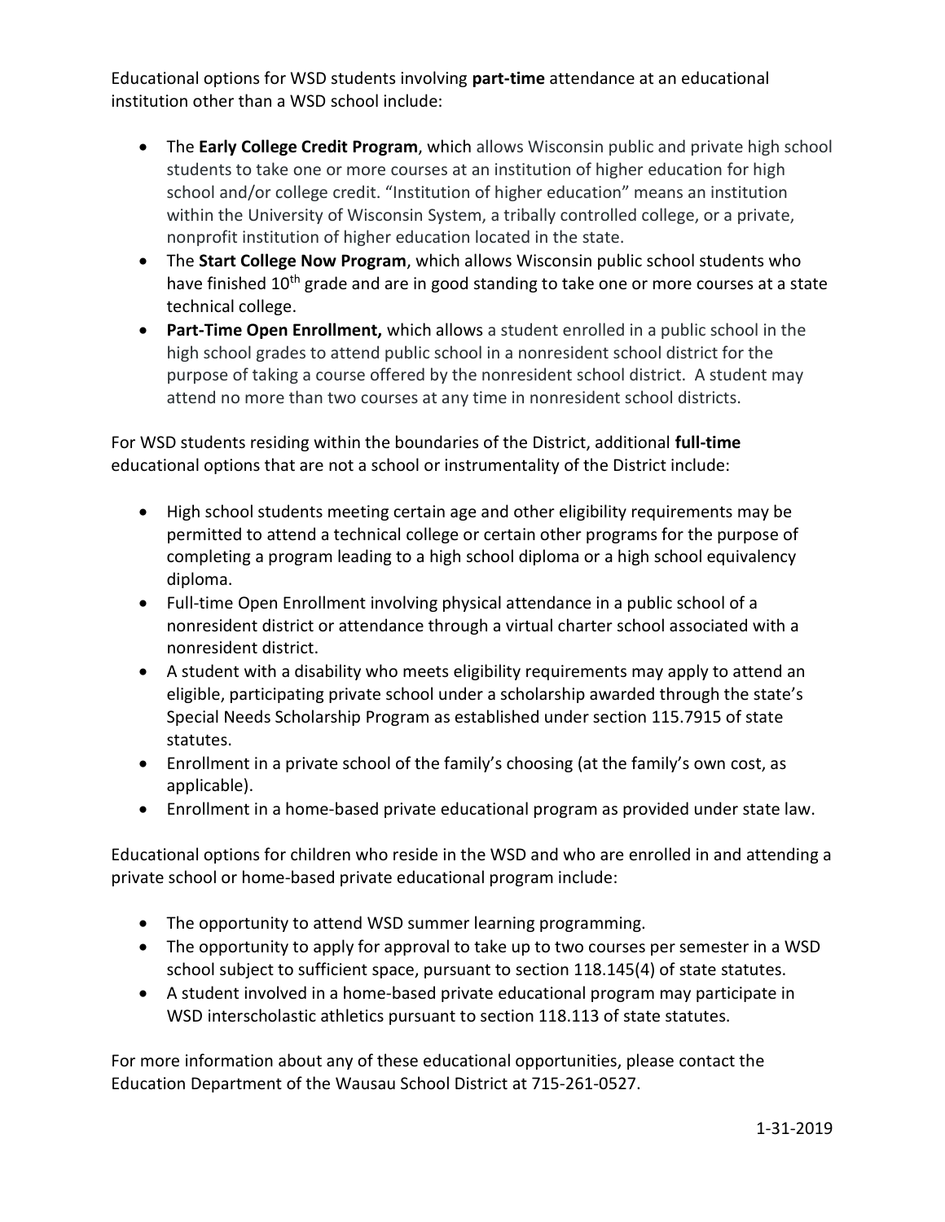Educational options for WSD students involving **part-time** attendance at an educational institution other than a WSD school include:

- The **Early College Credit Program**, which allows Wisconsin public and private high school students to take one or more courses at an institution of higher education for high school and/or college credit. "Institution of higher education" means an institution within the University of Wisconsin System, a tribally controlled college, or a private, nonprofit institution of higher education located in the state.
- The **Start College Now Program**, which allows Wisconsin public school students who have finished 10th grade and are in good standing to take one or more courses at a state technical college.
- **Part-Time Open Enrollment,** which allows a student enrolled in a public school in the high school grades to attend public school in a nonresident school district for the purpose of taking a course offered by the nonresident school district. A student may attend no more than two courses at any time in nonresident school districts.

For WSD students residing within the boundaries of the District, additional **full-time** educational options that are not a school or instrumentality of the District include:

- High school students meeting certain age and other eligibility requirements may be permitted to attend a technical college or certain other programs for the purpose of completing a program leading to a high school diploma or a high school equivalency diploma.
- Full-time Open Enrollment involving physical attendance in a public school of a nonresident district or attendance through a virtual charter school associated with a nonresident district.
- A student with a disability who meets eligibility requirements may apply to attend an eligible, participating private school under a scholarship awarded through the state's Special Needs Scholarship Program as established under section 115.7915 of state statutes.
- Enrollment in a private school of the family's choosing (at the family's own cost, as applicable).
- Enrollment in a home-based private educational program as provided under state law.

Educational options for children who reside in the WSD and who are enrolled in and attending a private school or home-based private educational program include:

- The opportunity to attend WSD summer learning programming.
- The opportunity to apply for approval to take up to two courses per semester in a WSD school subject to sufficient space, pursuant to section 118.145(4) of state statutes.
- A student involved in a home-based private educational program may participate in WSD interscholastic athletics pursuant to section 118.113 of state statutes.

For more information about any of these educational opportunities, please contact the Education Department of the Wausau School District at 715-261-0527.

1-31-2019